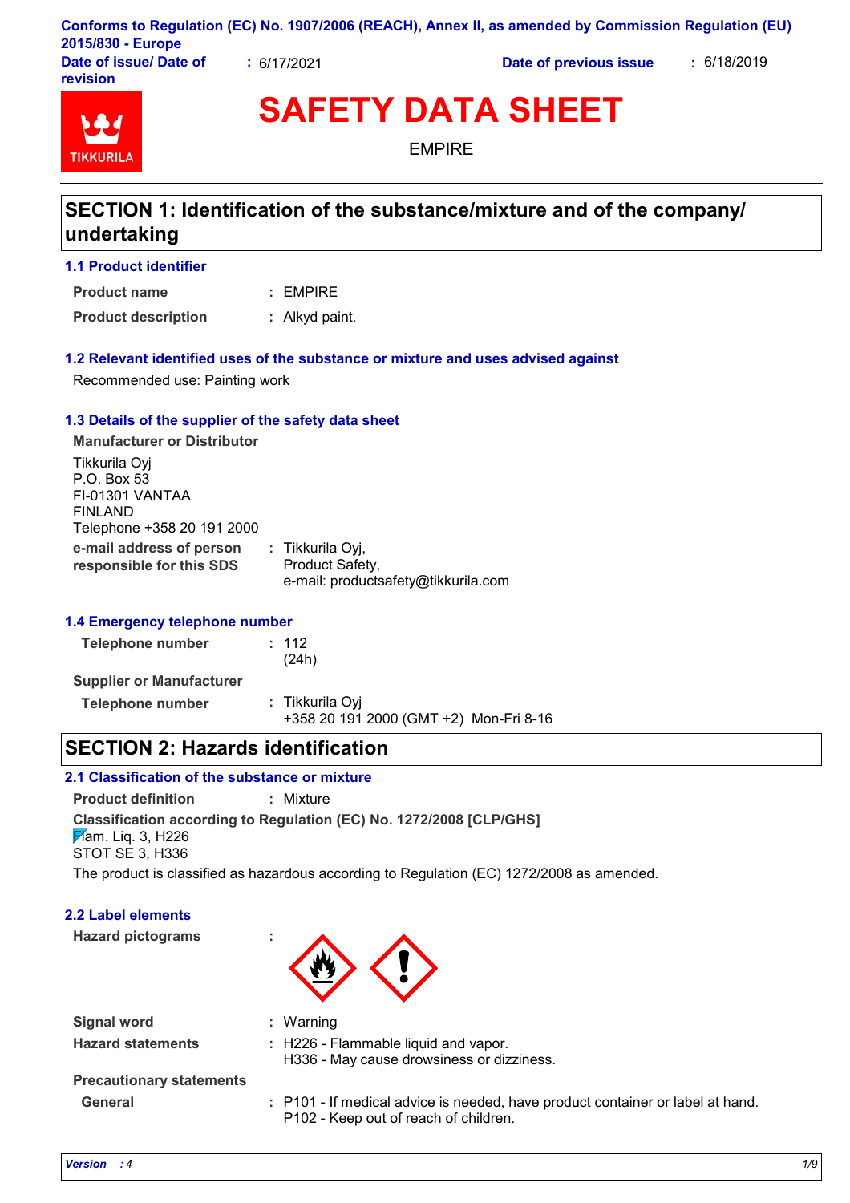Conforms to Regulation (EC) No. 1907/2006 (REACH), Annex II, as amended by Commission Regulation (EU) 2015/830 - Europe

**Date of issue/ Date of revision** : 6/17/2021 **Date of previous issue** : 6/18/2019

# SAFETY DATA SHEET

EMPIRE

## SECTION 1: Identification of the substance/mixture and of the company/ undertaking

### 1.1 Product identifier

**Product name** : EMPIRE

**Product description** : Alkyd paint.

### 1.2 Relevant identified uses of the substance or mixture and uses advised against

Recommended use: Painting work

### 1.3 Details of the supplier of the safety data sheet

**Manufacturer or Distributor**

Tikkurila Oyj
P.O. Box 53
FI-01301 VANTAA
FINLAND
Telephone +358 20 191 2000

**e-mail address of person responsible for this SDS** : Tikkurila Oyj,
Product Safety,
e-mail: productsafety@tikkurila.com

### 1.4 Emergency telephone number

**Telephone number** : 112
(24h)

**Supplier or Manufacturer**

**Telephone number** : Tikkurila Oyj
+358 20 191 2000 (GMT +2) Mon-Fri 8-16

## SECTION 2: Hazards identification

### 2.1 Classification of the substance or mixture

**Product definition** : Mixture

**Classification according to Regulation (EC) No. 1272/2008 [CLP/GHS]**

Flam. Liq. 3, H226
STOT SE 3, H336

The product is classified as hazardous according to Regulation (EC) 1272/2008 as amended.

### 2.2 Label elements

**Hazard pictograms** :

**Signal word** : Warning

**Hazard statements** : H226 - Flammable liquid and vapor.
H336 - May cause drowsiness or dizziness.

**Precautionary statements**

**General** : P101 - If medical advice is needed, have product container or label at hand.
P102 - Keep out of reach of children.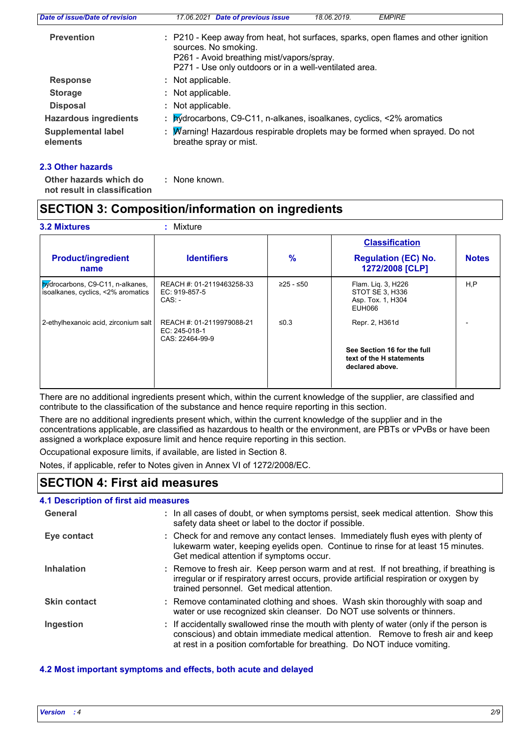| | | |
|---|---|---|
| **Prevention** | : | P210 - Keep away from heat, hot surfaces, sparks, open flames and other ignition sources. No smoking.<br>P261 - Avoid breathing mist/vapors/spray.<br>P271 - Use only outdoors or in a well-ventilated area. |
| **Response** | : | Not applicable. |
| **Storage** | : | Not applicable. |
| **Disposal** | : | Not applicable. |
| **Hazardous ingredients** | : | hydrocarbons, C9-C11, n-alkanes, isoalkanes, cyclics, <2% aromatics |
| **Supplemental label elements** | : | Warning! Hazardous respirable droplets may be formed when sprayed. Do not breathe spray or mist. |

### 2.3 Other hazards

**Other hazards which do not result in classification** : None known.

## SECTION 3: Composition/information on ingredients

**3.2 Mixtures** : Mixture

| Product/ingredient name | Identifiers | % | Classification<br>Regulation (EC) No. 1272/2008 [CLP] | Notes |
|---|---|---|---|---|
| hydrocarbons, C9-C11, n-alkanes, isoalkanes, cyclics, <2% aromatics | REACH #: 01-2119463258-33<br>EC: 919-857-5<br>CAS: - | ≥25 - ≤50 | Flam. Liq. 3, H226<br>STOT SE 3, H336<br>Asp. Tox. 1, H304<br>EUH066 | H,P |
| 2-ethylhexanoic acid, zirconium salt | REACH #: 01-2119979088-21<br>EC: 245-018-1<br>CAS: 22464-99-9 | ≤0.3 | Repr. 2, H361d | - |
| | | | **See Section 16 for the full text of the H statements declared above.** | |

There are no additional ingredients present which, within the current knowledge of the supplier, are classified and contribute to the classification of the substance and hence require reporting in this section.

There are no additional ingredients present which, within the current knowledge of the supplier and in the concentrations applicable, are classified as hazardous to health or the environment, are PBTs or vPvBs or have been assigned a workplace exposure limit and hence require reporting in this section.

Occupational exposure limits, if available, are listed in Section 8.

Notes, if applicable, refer to Notes given in Annex VI of 1272/2008/EC.

## SECTION 4: First aid measures

### 4.1 Description of first aid measures

| | | |
|---|---|---|
| **General** | : | In all cases of doubt, or when symptoms persist, seek medical attention. Show this safety data sheet or label to the doctor if possible. |
| **Eye contact** | : | Check for and remove any contact lenses. Immediately flush eyes with plenty of lukewarm water, keeping eyelids open. Continue to rinse for at least 15 minutes. Get medical attention if symptoms occur. |
| **Inhalation** | : | Remove to fresh air. Keep person warm and at rest. If not breathing, if breathing is irregular or if respiratory arrest occurs, provide artificial respiration or oxygen by trained personnel. Get medical attention. |
| **Skin contact** | : | Remove contaminated clothing and shoes. Wash skin thoroughly with soap and water or use recognized skin cleanser. Do NOT use solvents or thinners. |
| **Ingestion** | : | If accidentally swallowed rinse the mouth with plenty of water (only if the person is conscious) and obtain immediate medical attention. Remove to fresh air and keep at rest in a position comfortable for breathing. Do NOT induce vomiting. |

### 4.2 Most important symptoms and effects, both acute and delayed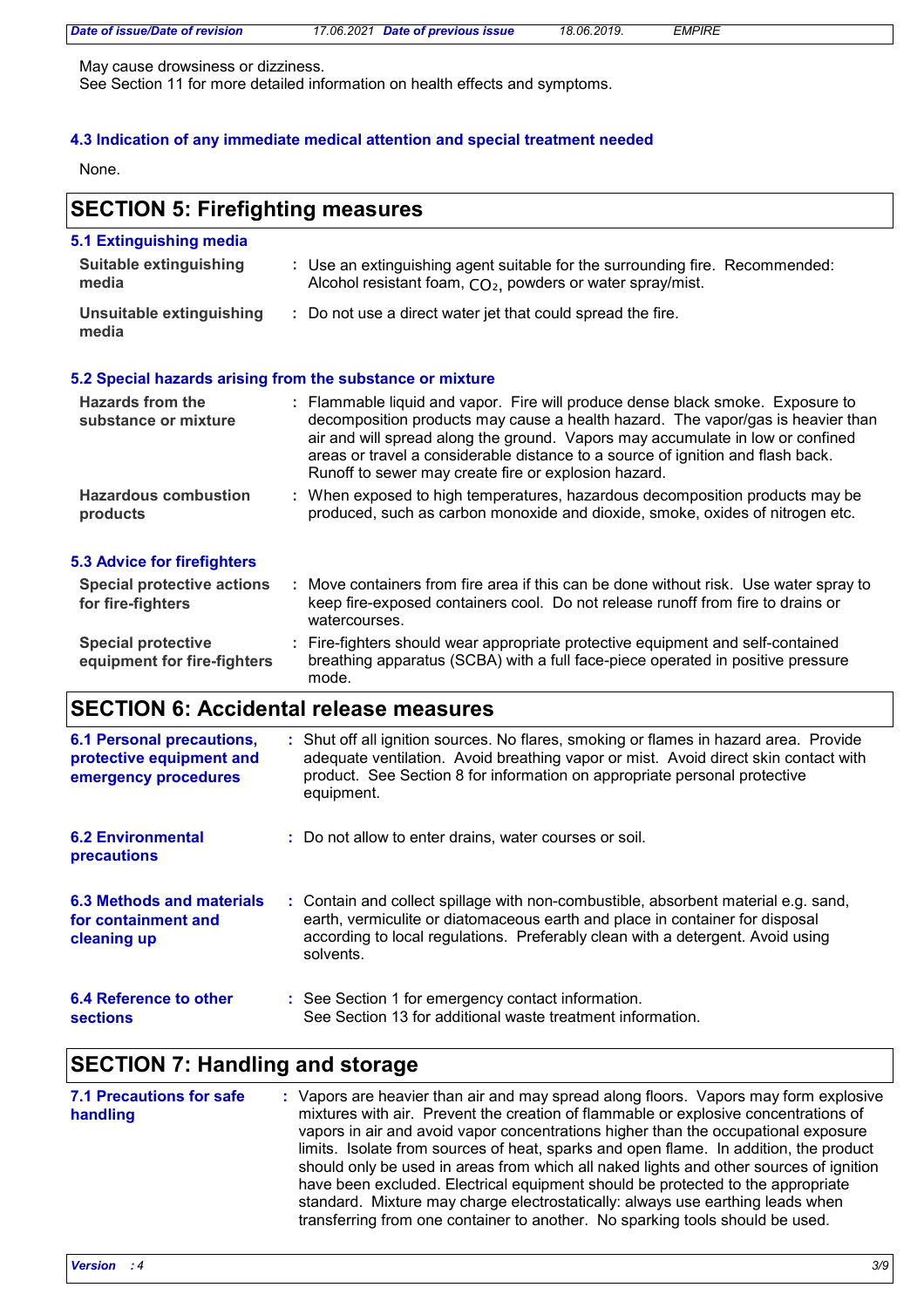May cause drowsiness or dizziness.
See Section 11 for more detailed information on health effects and symptoms.

### 4.3 Indication of any immediate medical attention and special treatment needed

None.

## SECTION 5: Firefighting measures

### 5.1 Extinguishing media

**Suitable extinguishing media** : Use an extinguishing agent suitable for the surrounding fire. Recommended: Alcohol resistant foam, $CO_2$, powders or water spray/mist.

**Unsuitable extinguishing media** : Do not use a direct water jet that could spread the fire.

### 5.2 Special hazards arising from the substance or mixture

**Hazards from the substance or mixture** : Flammable liquid and vapor. Fire will produce dense black smoke. Exposure to decomposition products may cause a health hazard. The vapor/gas is heavier than air and will spread along the ground. Vapors may accumulate in low or confined areas or travel a considerable distance to a source of ignition and flash back. Runoff to sewer may create fire or explosion hazard.

**Hazardous combustion products** : When exposed to high temperatures, hazardous decomposition products may be produced, such as carbon monoxide and dioxide, smoke, oxides of nitrogen etc.

### 5.3 Advice for firefighters

**Special protective actions for fire-fighters** : Move containers from fire area if this can be done without risk. Use water spray to keep fire-exposed containers cool. Do not release runoff from fire to drains or watercourses.

**Special protective equipment for fire-fighters** : Fire-fighters should wear appropriate protective equipment and self-contained breathing apparatus (SCBA) with a full face-piece operated in positive pressure mode.

## SECTION 6: Accidental release measures

**6.1 Personal precautions, protective equipment and emergency procedures** : Shut off all ignition sources. No flares, smoking or flames in hazard area. Provide adequate ventilation. Avoid breathing vapor or mist. Avoid direct skin contact with product. See Section 8 for information on appropriate personal protective equipment.

**6.2 Environmental precautions** : Do not allow to enter drains, water courses or soil.

**6.3 Methods and materials for containment and cleaning up** : Contain and collect spillage with non-combustible, absorbent material e.g. sand, earth, vermiculite or diatomaceous earth and place in container for disposal according to local regulations. Preferably clean with a detergent. Avoid using solvents.

**6.4 Reference to other sections** : See Section 1 for emergency contact information.
See Section 13 for additional waste treatment information.

## SECTION 7: Handling and storage

**7.1 Precautions for safe handling** : Vapors are heavier than air and may spread along floors. Vapors may form explosive mixtures with air. Prevent the creation of flammable or explosive concentrations of vapors in air and avoid vapor concentrations higher than the occupational exposure limits. Isolate from sources of heat, sparks and open flame. In addition, the product should only be used in areas from which all naked lights and other sources of ignition have been excluded. Electrical equipment should be protected to the appropriate standard. Mixture may charge electrostatically: always use earthing leads when transferring from one container to another. No sparking tools should be used.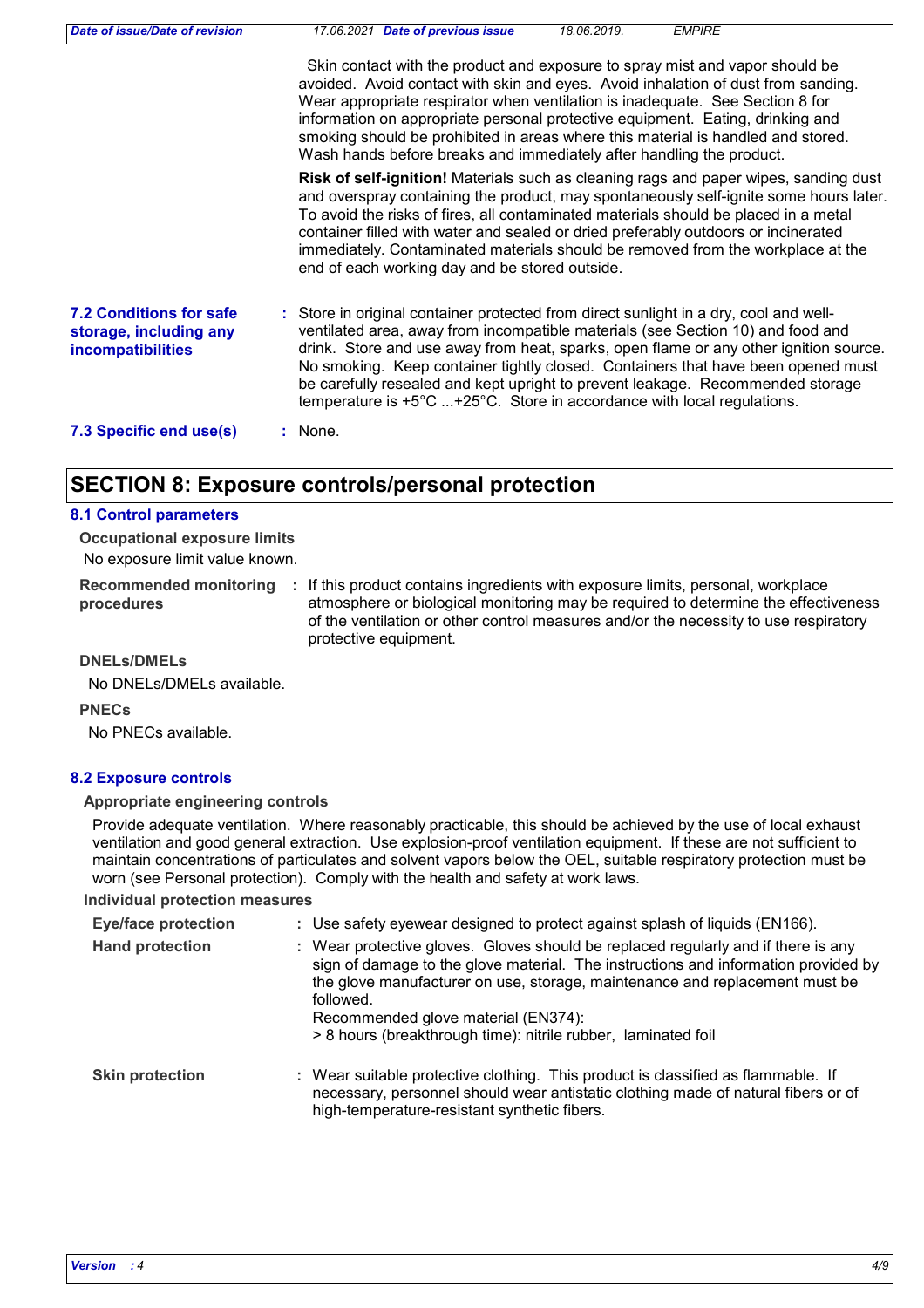Skin contact with the product and exposure to spray mist and vapor should be avoided. Avoid contact with skin and eyes. Avoid inhalation of dust from sanding. Wear appropriate respirator when ventilation is inadequate. See Section 8 for information on appropriate personal protective equipment. Eating, drinking and smoking should be prohibited in areas where this material is handled and stored. Wash hands before breaks and immediately after handling the product.

**Risk of self-ignition!** Materials such as cleaning rags and paper wipes, sanding dust and overspray containing the product, may spontaneously self-ignite some hours later. To avoid the risks of fires, all contaminated materials should be placed in a metal container filled with water and sealed or dried preferably outdoors or incinerated immediately. Contaminated materials should be removed from the workplace at the end of each working day and be stored outside.

**7.2 Conditions for safe storage, including any incompatibilities** : Store in original container protected from direct sunlight in a dry, cool and well-ventilated area, away from incompatible materials (see Section 10) and food and drink. Store and use away from heat, sparks, open flame or any other ignition source. No smoking. Keep container tightly closed. Containers that have been opened must be carefully resealed and kept upright to prevent leakage. Recommended storage temperature is +5°C ...+25°C. Store in accordance with local regulations.

**7.3 Specific end use(s)** : None.

# SECTION 8: Exposure controls/personal protection

## 8.1 Control parameters

**Occupational exposure limits**

No exposure limit value known.

**Recommended monitoring procedures** : If this product contains ingredients with exposure limits, personal, workplace atmosphere or biological monitoring may be required to determine the effectiveness of the ventilation or other control measures and/or the necessity to use respiratory protective equipment.

**DNELs/DMELs**

No DNELs/DMELs available.

**PNECs**

No PNECs available.

## 8.2 Exposure controls

**Appropriate engineering controls**

Provide adequate ventilation. Where reasonably practicable, this should be achieved by the use of local exhaust ventilation and good general extraction. Use explosion-proof ventilation equipment. If these are not sufficient to maintain concentrations of particulates and solvent vapors below the OEL, suitable respiratory protection must be worn (see Personal protection). Comply with the health and safety at work laws.

**Individual protection measures**

**Eye/face protection** : Use safety eyewear designed to protect against splash of liquids (EN166).

**Hand protection** : Wear protective gloves. Gloves should be replaced regularly and if there is any sign of damage to the glove material. The instructions and information provided by the glove manufacturer on use, storage, maintenance and replacement must be followed.
Recommended glove material (EN374):
> 8 hours (breakthrough time): nitrile rubber, laminated foil

**Skin protection** : Wear suitable protective clothing. This product is classified as flammable. If necessary, personnel should wear antistatic clothing made of natural fibers or of high-temperature-resistant synthetic fibers.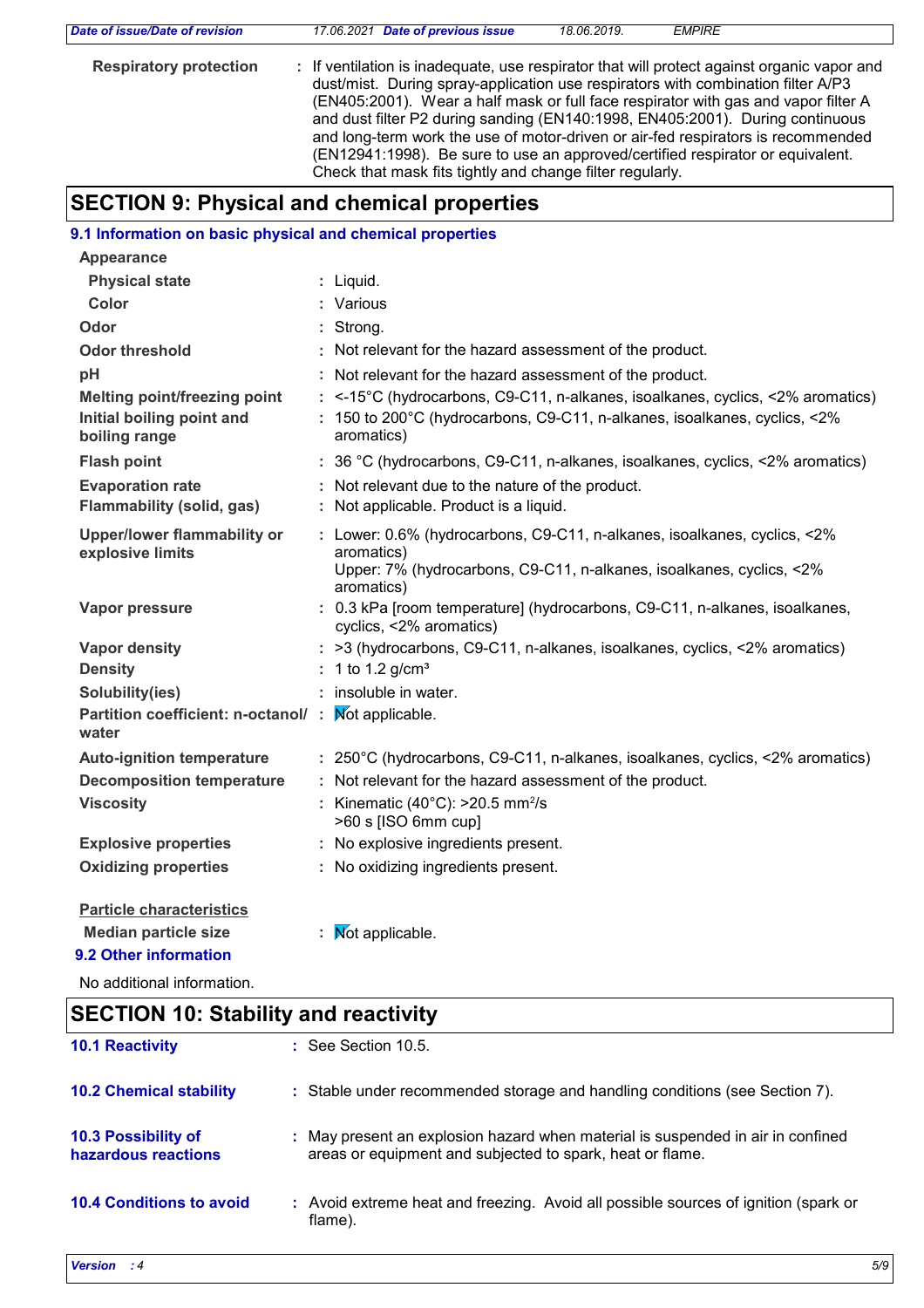**Respiratory protection** : If ventilation is inadequate, use respirator that will protect against organic vapor and dust/mist. During spray-application use respirators with combination filter A/P3 (EN405:2001). Wear a half mask or full face respirator with gas and vapor filter A and dust filter P2 during sanding (EN140:1998, EN405:2001). During continuous and long-term work the use of motor-driven or air-fed respirators is recommended (EN12941:1998). Be sure to use an approved/certified respirator or equivalent. Check that mask fits tightly and change filter regularly.

## SECTION 9: Physical and chemical properties

### 9.1 Information on basic physical and chemical properties

| Property | Value |
|---|---|
| **Appearance** | |
| **Physical state** | Liquid. |
| **Color** | Various |
| **Odor** | Strong. |
| **Odor threshold** | Not relevant for the hazard assessment of the product. |
| **pH** | Not relevant for the hazard assessment of the product. |
| **Melting point/freezing point** | <-15°C (hydrocarbons, C9-C11, n-alkanes, isoalkanes, cyclics, <2% aromatics) |
| **Initial boiling point and boiling range** | 150 to 200°C (hydrocarbons, C9-C11, n-alkanes, isoalkanes, cyclics, <2% aromatics) |
| **Flash point** | 36 °C (hydrocarbons, C9-C11, n-alkanes, isoalkanes, cyclics, <2% aromatics) |
| **Evaporation rate** | Not relevant due to the nature of the product. |
| **Flammability (solid, gas)** | Not applicable. Product is a liquid. |
| **Upper/lower flammability or explosive limits** | Lower: 0.6% (hydrocarbons, C9-C11, n-alkanes, isoalkanes, cyclics, <2% aromatics)<br>Upper: 7% (hydrocarbons, C9-C11, n-alkanes, isoalkanes, cyclics, <2% aromatics) |
| **Vapor pressure** | 0.3 kPa [room temperature] (hydrocarbons, C9-C11, n-alkanes, isoalkanes, cyclics, <2% aromatics) |
| **Vapor density** | >3 (hydrocarbons, C9-C11, n-alkanes, isoalkanes, cyclics, <2% aromatics) |
| **Density** | 1 to 1.2 g/cm³ |
| **Solubility(ies)** | insoluble in water. |
| **Partition coefficient: n-octanol/ water** | Not applicable. |
| **Auto-ignition temperature** | 250°C (hydrocarbons, C9-C11, n-alkanes, isoalkanes, cyclics, <2% aromatics) |
| **Decomposition temperature** | Not relevant for the hazard assessment of the product. |
| **Viscosity** | Kinematic (40°C): >20.5 mm²/s<br>>60 s [ISO 6mm cup] |
| **Explosive properties** | No explosive ingredients present. |
| **Oxidizing properties** | No oxidizing ingredients present. |

**Particle characteristics**

| Property | Value |
|---|---|
| **Median particle size** | Not applicable. |

### 9.2 Other information

No additional information.

## SECTION 10: Stability and reactivity

**10.1 Reactivity** : See Section 10.5.

**10.2 Chemical stability** : Stable under recommended storage and handling conditions (see Section 7).

**10.3 Possibility of hazardous reactions** : May present an explosion hazard when material is suspended in air in confined areas or equipment and subjected to spark, heat or flame.

**10.4 Conditions to avoid** : Avoid extreme heat and freezing. Avoid all possible sources of ignition (spark or flame).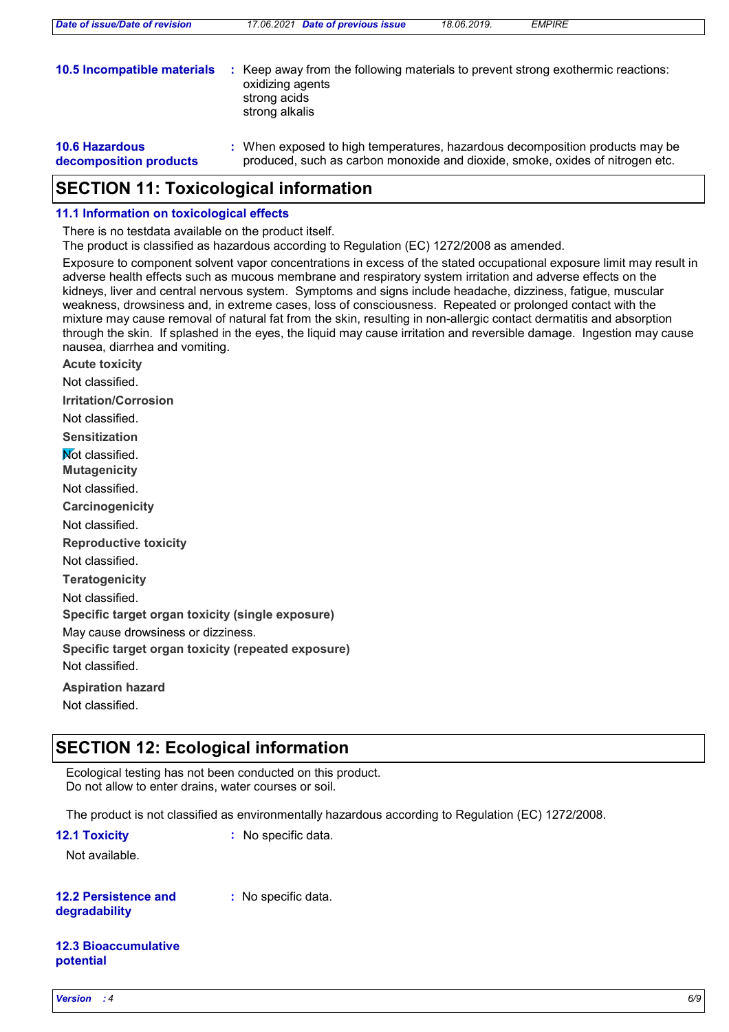**10.5 Incompatible materials** : Keep away from the following materials to prevent strong exothermic reactions:
oxidizing agents
strong acids
strong alkalis

**10.6 Hazardous decomposition products** : When exposed to high temperatures, hazardous decomposition products may be produced, such as carbon monoxide and dioxide, smoke, oxides of nitrogen etc.

## SECTION 11: Toxicological information

### 11.1 Information on toxicological effects

There is no testdata available on the product itself.
The product is classified as hazardous according to Regulation (EC) 1272/2008 as amended.

Exposure to component solvent vapor concentrations in excess of the stated occupational exposure limit may result in adverse health effects such as mucous membrane and respiratory system irritation and adverse effects on the kidneys, liver and central nervous system. Symptoms and signs include headache, dizziness, fatigue, muscular weakness, drowsiness and, in extreme cases, loss of consciousness. Repeated or prolonged contact with the mixture may cause removal of natural fat from the skin, resulting in non-allergic contact dermatitis and absorption through the skin. If splashed in the eyes, the liquid may cause irritation and reversible damage. Ingestion may cause nausea, diarrhea and vomiting.

**Acute toxicity**

Not classified.

**Irritation/Corrosion**

Not classified.

**Sensitization**

Not classified.

**Mutagenicity**

Not classified.

**Carcinogenicity**

Not classified.

**Reproductive toxicity**

Not classified.

**Teratogenicity**

Not classified.

**Specific target organ toxicity (single exposure)**

May cause drowsiness or dizziness.

**Specific target organ toxicity (repeated exposure)**

Not classified.

**Aspiration hazard**

Not classified.

## SECTION 12: Ecological information

Ecological testing has not been conducted on this product.
Do not allow to enter drains, water courses or soil.

The product is not classified as environmentally hazardous according to Regulation (EC) 1272/2008.

**12.1 Toxicity** : No specific data.

Not available.

**12.2 Persistence and degradability** : No specific data.

**12.3 Bioaccumulative potential**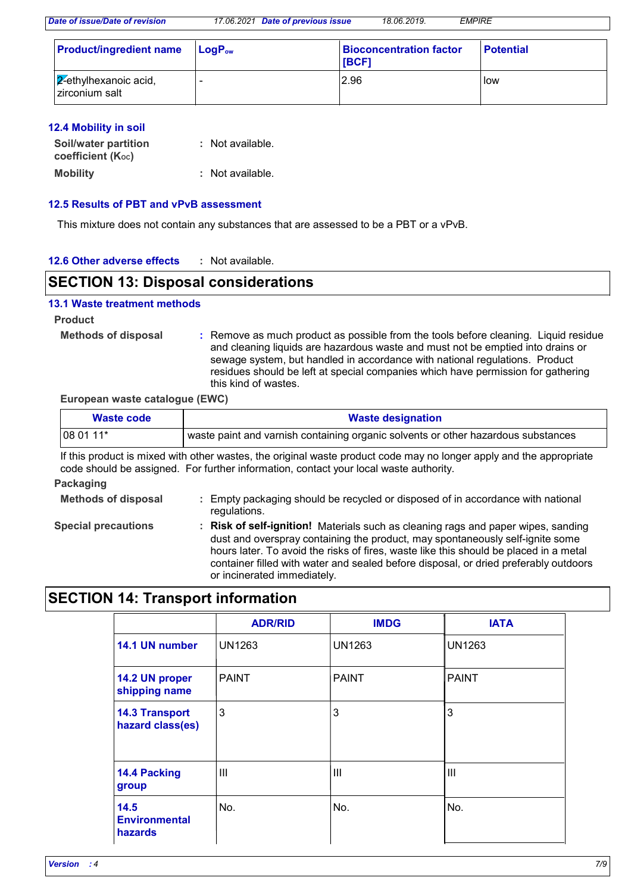| Product/ingredient name | $LogP_{ow}$ | Bioconcentration factor [BCF] | Potential |
|---|---|---|---|
| 2-ethylhexanoic acid, zirconium salt | - | 2.96 | low |

### 12.4 Mobility in soil

**Soil/water partition coefficient ($K_{OC}$)** : Not available.

**Mobility** : Not available.

### 12.5 Results of PBT and vPvB assessment

This mixture does not contain any substances that are assessed to be a PBT or a vPvB.

### 12.6 Other adverse effects

: Not available.

## SECTION 13: Disposal considerations

### 13.1 Waste treatment methods

**Product**

**Methods of disposal** : Remove as much product as possible from the tools before cleaning. Liquid residue and cleaning liquids are hazardous waste and must not be emptied into drains or sewage system, but handled in accordance with national regulations. Product residues should be left at special companies which have permission for gathering this kind of wastes.

**European waste catalogue (EWC)**

| Waste code | Waste designation |
|---|---|
| 08 01 11* | waste paint and varnish containing organic solvents or other hazardous substances |

If this product is mixed with other wastes, the original waste product code may no longer apply and the appropriate code should be assigned. For further information, contact your local waste authority.

**Packaging**

**Methods of disposal** : Empty packaging should be recycled or disposed of in accordance with national regulations.

**Special precautions** : **Risk of self-ignition!** Materials such as cleaning rags and paper wipes, sanding dust and overspray containing the product, may spontaneously self-ignite some hours later. To avoid the risks of fires, waste like this should be placed in a metal container filled with water and sealed before disposal, or dried preferably outdoors or incinerated immediately.

## SECTION 14: Transport information

| | ADR/RID | IMDG | IATA |
|---|---|---|---|
| 14.1 UN number | UN1263 | UN1263 | UN1263 |
| 14.2 UN proper shipping name | PAINT | PAINT | PAINT |
| 14.3 Transport hazard class(es) | 3 | 3 | 3 |
| 14.4 Packing group | III | III | III |
| 14.5 Environmental hazards | No. | No. | No. |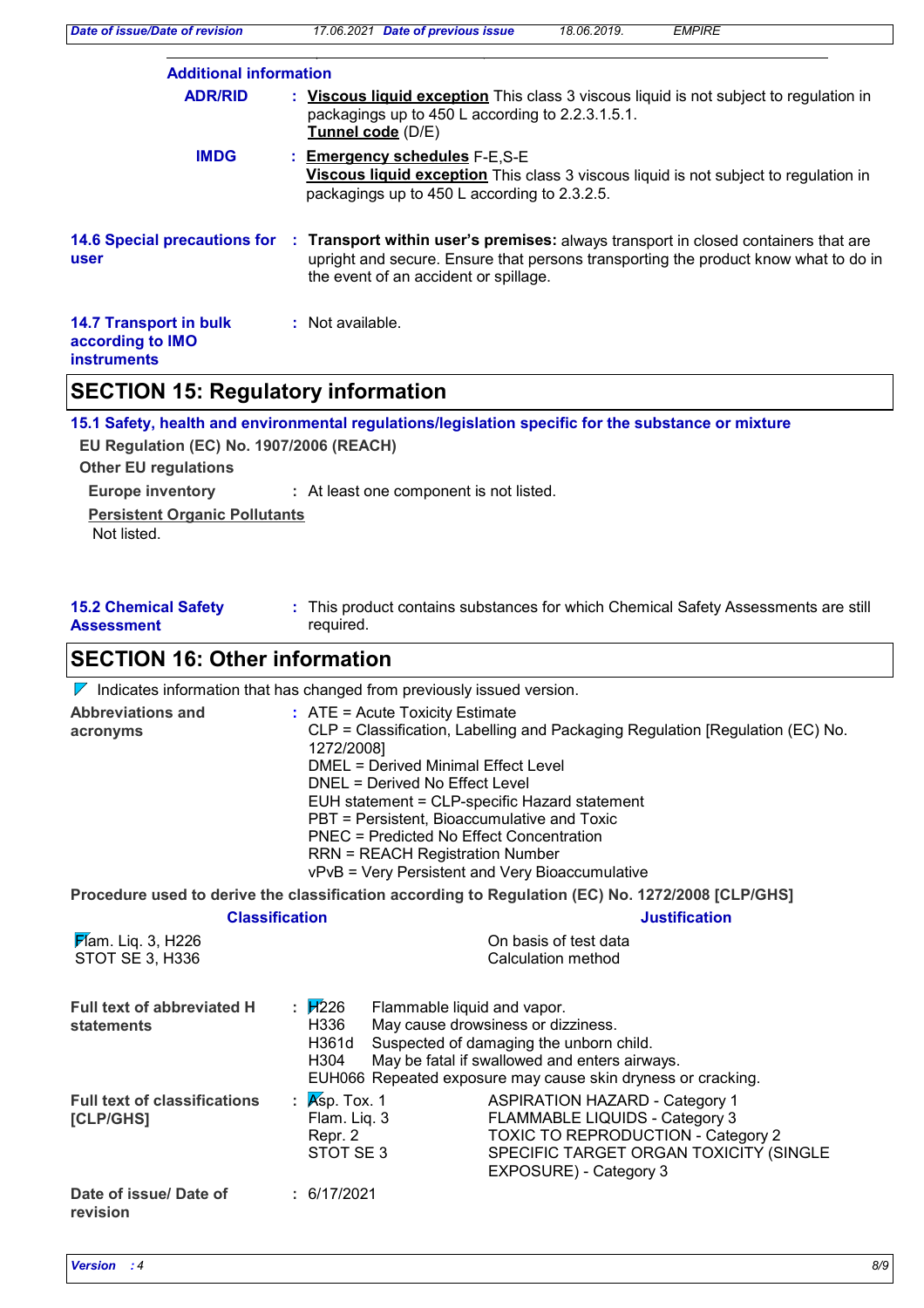**Additional information**

**ADR/RID** : **Viscous liquid exception** This class 3 viscous liquid is not subject to regulation in packagings up to 450 L according to 2.2.3.1.5.1.
**Tunnel code** (D/E)

**IMDG** : **Emergency schedules** F-E,S-E
**Viscous liquid exception** This class 3 viscous liquid is not subject to regulation in packagings up to 450 L according to 2.3.2.5.

**14.6 Special precautions for user** : **Transport within user's premises:** always transport in closed containers that are upright and secure. Ensure that persons transporting the product know what to do in the event of an accident or spillage.

**14.7 Transport in bulk according to IMO instruments** : Not available.

## SECTION 15: Regulatory information

### 15.1 Safety, health and environmental regulations/legislation specific for the substance or mixture

**EU Regulation (EC) No. 1907/2006 (REACH)**

**Other EU regulations**

**Europe inventory** : At least one component is not listed.

**Persistent Organic Pollutants**
Not listed.

**15.2 Chemical Safety Assessment** : This product contains substances for which Chemical Safety Assessments are still required.

## SECTION 16: Other information

Indicates information that has changed from previously issued version.

**Abbreviations and acronyms** :
ATE = Acute Toxicity Estimate
CLP = Classification, Labelling and Packaging Regulation [Regulation (EC) No. 1272/2008]
DMEL = Derived Minimal Effect Level
DNEL = Derived No Effect Level
EUH statement = CLP-specific Hazard statement
PBT = Persistent, Bioaccumulative and Toxic
PNEC = Predicted No Effect Concentration
RRN = REACH Registration Number
vPvB = Very Persistent and Very Bioaccumulative

**Procedure used to derive the classification according to Regulation (EC) No. 1272/2008 [CLP/GHS]**

| Classification | Justification |
|---|---|
| Flam. Liq. 3, H226 | On basis of test data |
| STOT SE 3, H336 | Calculation method |

**Full text of abbreviated H statements** :

| | |
|---|---|
| H226 | Flammable liquid and vapor. |
| H336 | May cause drowsiness or dizziness. |
| H361d | Suspected of damaging the unborn child. |
| H304 | May be fatal if swallowed and enters airways. |
| EUH066 | Repeated exposure may cause skin dryness or cracking. |

**Full text of classifications [CLP/GHS]** :

| | |
|---|---|
| Asp. Tox. 1 | ASPIRATION HAZARD - Category 1 |
| Flam. Liq. 3 | FLAMMABLE LIQUIDS - Category 3 |
| Repr. 2 | TOXIC TO REPRODUCTION - Category 2 |
| STOT SE 3 | SPECIFIC TARGET ORGAN TOXICITY (SINGLE EXPOSURE) - Category 3 |

**Date of issue/ Date of revision** : 6/17/2021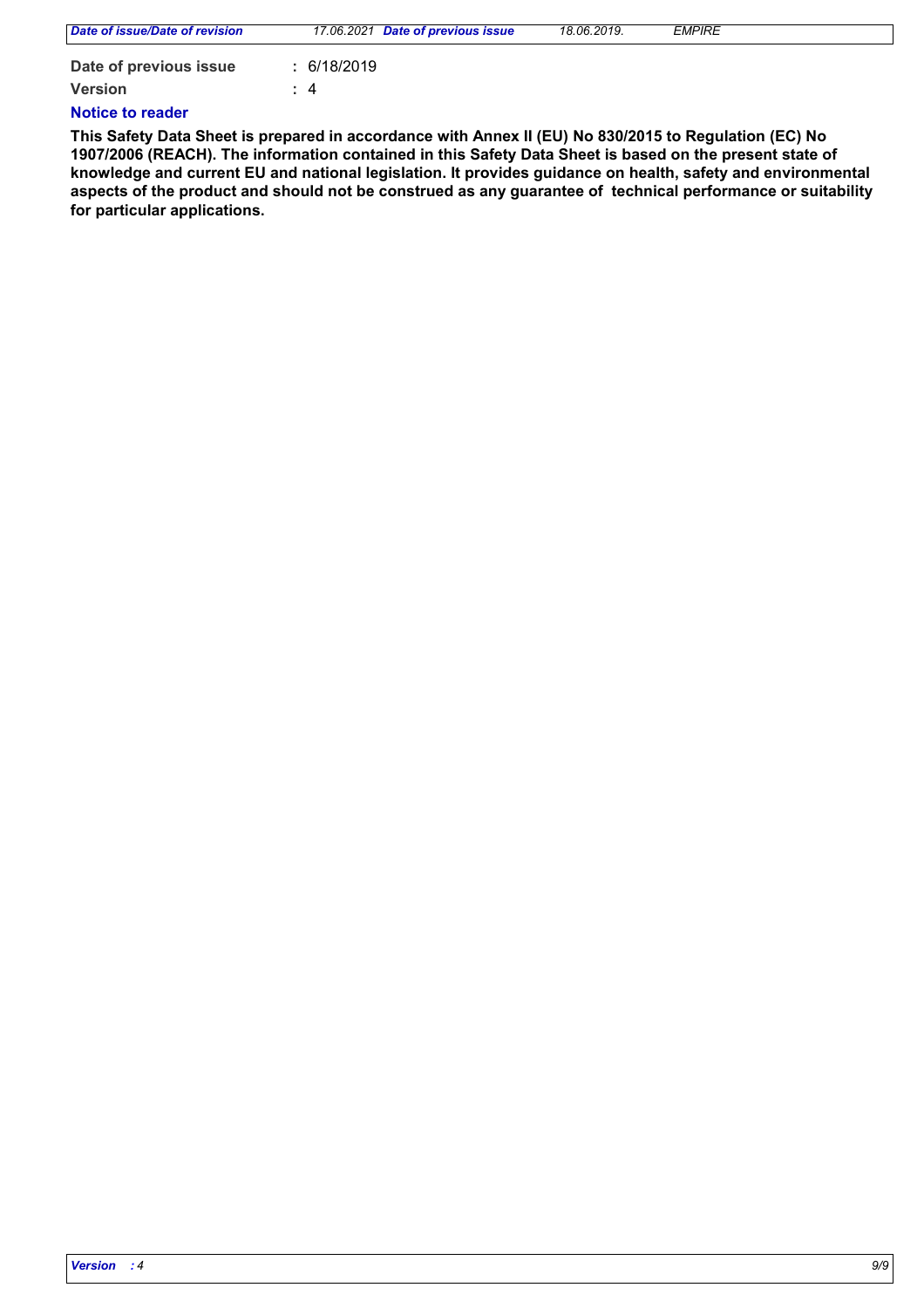| | |
|---|---|
| **Date of previous issue** | : 6/18/2019 |
| **Version** | : 4 |

**Notice to reader**

**This Safety Data Sheet is prepared in accordance with Annex II (EU) No 830/2015 to Regulation (EC) No 1907/2006 (REACH). The information contained in this Safety Data Sheet is based on the present state of knowledge and current EU and national legislation. It provides guidance on health, safety and environmental aspects of the product and should not be construed as any guarantee of technical performance or suitability for particular applications.**